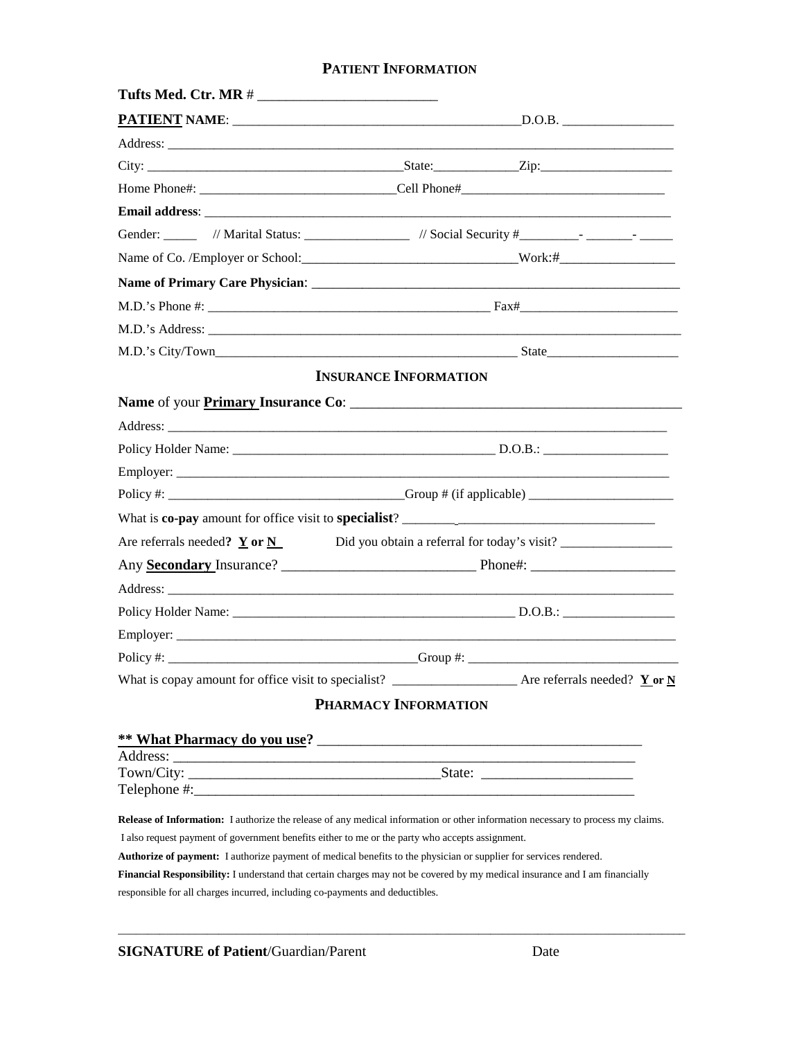## PATIENT INFORMATION

**Tufts Med. Ctr. MR** # ________________________

**PATIENT NAME**: ________________________________________ D.O.B. ________________

Address: ______________________________________________________________________

City: ____________________________________ State: ____________ Zip: ____________________

Home Phone#: ____________________________ Cell Phone# ______________________________

**Email address**: ____________________________________________________________________

Gender: _____ // Marital Status: _______________ // Social Security #_________- _______- _____

Name of Co. /Employer or School: _______________________________ Work:# _________________

**Name of Primary Care Physician**: ______________________________________________________

M.D.'s Phone #: __________________________________________ Fax# _______________________

M.D.'s Address: _______________________________________________________________________

M.D.'s City/Town ______________________________________________ State ___________________

## INSURANCE INFORMATION

**Name** of your **Primary Insurance Co**: ______________________________________________

Address: ______________________________________________________________________

Policy Holder Name: ______________________________________ D.O.B.: ___________________

Employer: ______________________________________________________________________

Policy #: ___________________________________ Group # (if applicable) _____________________

What is **co-pay** amount for office visit to **specialist**? ______________________________________

Are referrals needed? **Y or N**     Did you obtain a referral for today's visit? _________________

Any **Secondary** Insurance? ___________________________ Phone#: ____________________

Address: ______________________________________________________________________

Policy Holder Name: __________________________________________ D.O.B.: _________________

Employer: ______________________________________________________________________

Policy #: _____________________________________ Group #: _______________________________

What is copay amount for office visit to specialist? __________________ Are referrals needed? **Y or N**

## PHARMACY INFORMATION

**\*\* What Pharmacy do you use?** _____________________________________________

Address: ______________________________________________________________

Town/City: __________________________________ State: _____________________

Telephone #: __________________________________________________________

**Release of Information:** I authorize the release of any medical information or other information necessary to process my claims. I also request payment of government benefits either to me or the party who accepts assignment.

**Authorize of payment:** I authorize payment of medical benefits to the physician or supplier for services rendered.

**Financial Responsibility:** I understand that certain charges may not be covered by my medical insurance and I am financially responsible for all charges incurred, including co-payments and deductibles.

_____________________________________________________________________________________

**SIGNATURE of Patient**/Guardian/Parent                                   Date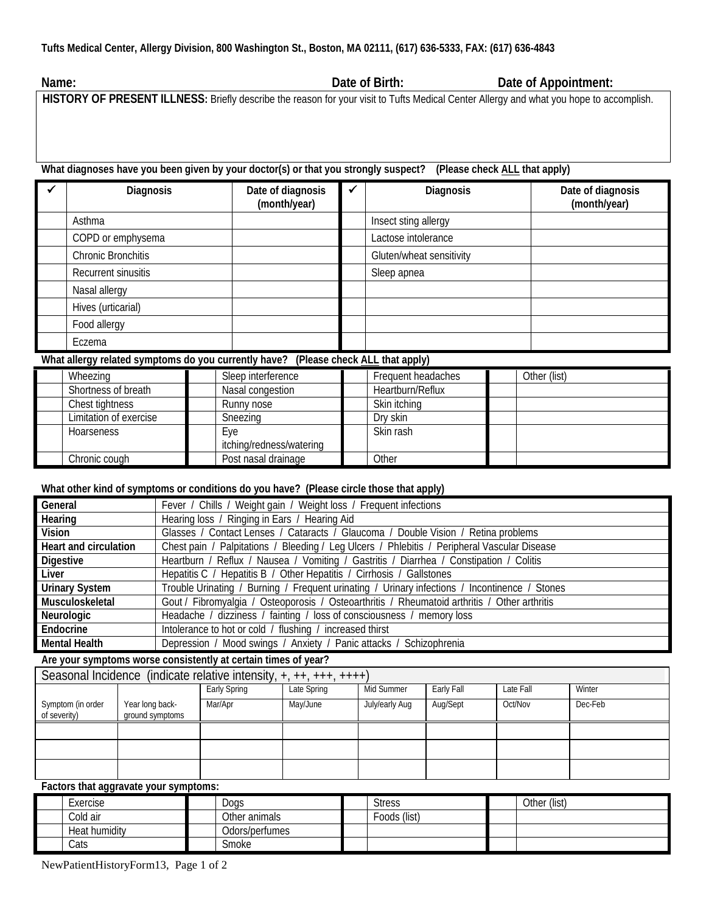**Tufts Medical Center, Allergy Division, 800 Washington St., Boston, MA 02111, (617) 636-5333, FAX: (617) 636-4843**

**Name:** **Date of Birth:** **Date of Appointment:**

**HISTORY OF PRESENT ILLNESS:** Briefly describe the reason for your visit to Tufts Medical Center Allergy and what you hope to accomplish.

**What diagnoses have you been given by your doctor(s) or that you strongly suspect? (Please check ALL that apply)**

| ✓ | Diagnosis | Date of diagnosis (month/year) | ✓ | Diagnosis | Date of diagnosis (month/year) |
|---|---|---|---|---|---|
| | Asthma | | | Insect sting allergy | |
| | COPD or emphysema | | | Lactose intolerance | |
| | Chronic Bronchitis | | | Gluten/wheat sensitivity | |
| | Recurrent sinusitis | | | Sleep apnea | |
| | Nasal allergy | | | | |
| | Hives (urticarial) | | | | |
| | Food allergy | | | | |
| | Eczema | | | | |

**What allergy related symptoms do you currently have? (Please check ALL that apply)**

| | | | | | | | |
|---|---|---|---|---|---|---|---|
| | Wheezing | | Sleep interference | | Frequent headaches | | Other (list) |
| | Shortness of breath | | Nasal congestion | | Heartburn/Reflux | | |
| | Chest tightness | | Runny nose | | Skin itching | | |
| | Limitation of exercise | | Sneezing | | Dry skin | | |
| | Hoarseness | | Eye itching/redness/watering | | Skin rash | | |
| | Chronic cough | | Post nasal drainage | | Other | | |

**What other kind of symptoms or conditions do you have? (Please circle those that apply)**

| | |
|---|---|
| **General** | Fever / Chills / Weight gain / Weight loss / Frequent infections |
| **Hearing** | Hearing loss / Ringing in Ears / Hearing Aid |
| **Vision** | Glasses / Contact Lenses / Cataracts / Glaucoma / Double Vision / Retina problems |
| **Heart and circulation** | Chest pain / Palpitations / Bleeding / Leg Ulcers / Phlebitis / Peripheral Vascular Disease |
| **Digestive** | Heartburn / Reflux / Nausea / Vomiting / Gastritis / Diarrhea / Constipation / Colitis |
| **Liver** | Hepatitis C / Hepatitis B / Other Hepatitis / Cirrhosis / Gallstones |
| **Urinary System** | Trouble Urinating / Burning / Frequent urinating / Urinary infections / Incontinence / Stones |
| **Musculoskeletal** | Gout / Fibromyalgia / Osteoporosis / Osteoarthritis / Rheumatoid arthritis / Other arthritis |
| **Neurologic** | Headache / dizziness / fainting / loss of consciousness / memory loss |
| **Endocrine** | Intolerance to hot or cold / flushing / increased thirst |
| **Mental Health** | Depression / Mood swings / Anxiety / Panic attacks / Schizophrenia |

**Are your symptoms worse consistently at certain times of year?**

| Seasonal Incidence (indicate relative intensity, +, ++, +++, ++++) | | | | | | | |
|---|---|---|---|---|---|---|---|
| | | Early Spring | Late Spring | Mid Summer | Early Fall | Late Fall | Winter |
| Symptom (in order of severity) | Year long back-ground symptoms | Mar/Apr | May/June | July/early Aug | Aug/Sept | Oct/Nov | Dec-Feb |
| | | | | | | | |
| | | | | | | | |
| | | | | | | | |

**Factors that aggravate your symptoms:**

| | | | | | | | |
|---|---|---|---|---|---|---|---|
| | Exercise | | Dogs | | Stress | | Other (list) |
| | Cold air | | Other animals | | Foods (list) | | |
| | Heat humidity | | Odors/perfumes | | | | |
| | Cats | | Smoke | | | | |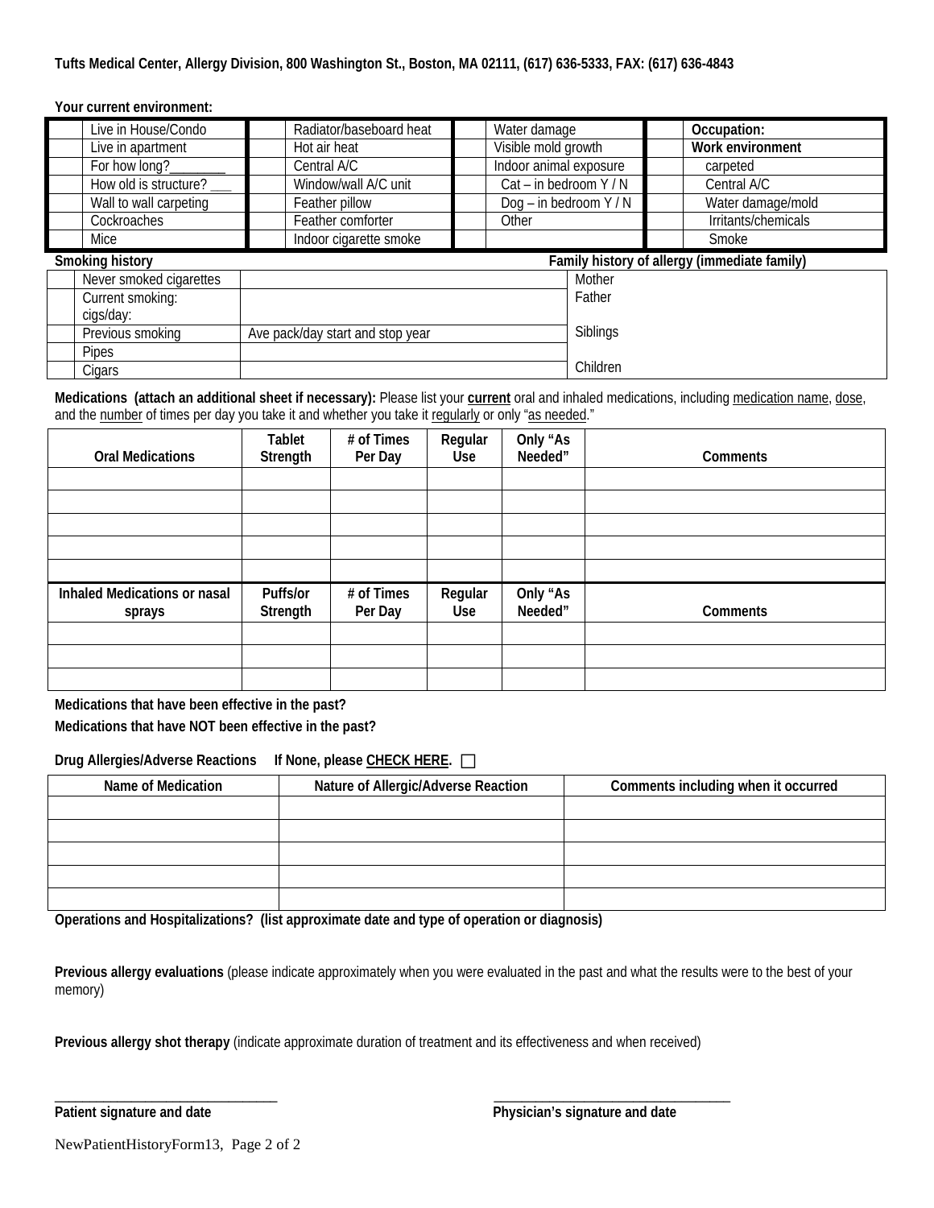**Tufts Medical Center, Allergy Division, 800 Washington St., Boston, MA 02111, (617) 636-5333, FAX: (617) 636-4843**

**Your current environment:**

| | | | | | | | |
|---|---|---|---|---|---|---|---|
| | Live in House/Condo | | Radiator/baseboard heat | | Water damage | | **Occupation:** |
| | Live in apartment | | Hot air heat | | Visible mold growth | | **Work environment** |
| | For how long?________ | | Central A/C | | Indoor animal exposure | | carpeted |
| | How old is structure? ___ | | Window/wall A/C unit | | Cat – in bedroom Y / N | | Central A/C |
| | Wall to wall carpeting | | Feather pillow | | Dog – in bedroom Y / N | | Water damage/mold |
| | Cockroaches | | Feather comforter | | Other | | Irritants/chemicals |
| | Mice | | Indoor cigarette smoke | | | | Smoke |

**Smoking history**

| | | |
|---|---|---|
| | Never smoked cigarettes | |
| | Current smoking: cigs/day: | |
| | Previous smoking | Ave pack/day start and stop year |
| | Pipes | |
| | Cigars | |

**Family history of allergy (immediate family)**

| |
|---|
| Mother |
| Father |
| Siblings |
| Children |

**Medications (attach an additional sheet if necessary):** Please list your **current** oral and inhaled medications, including medication name, dose, and the number of times per day you take it and whether you take it regularly or only "as needed."

| Oral Medications | Tablet Strength | # of Times Per Day | Regular Use | Only "As Needed" | Comments |
|---|---|---|---|---|---|
| | | | | | |
| | | | | | |
| | | | | | |
| | | | | | |
| | | | | | |
| **Inhaled Medications or nasal sprays** | **Puffs/or Strength** | **# of Times Per Day** | **Regular Use** | **Only "As Needed"** | **Comments** |
| | | | | | |
| | | | | | |
| | | | | | |

**Medications that have been effective in the past?**

**Medications that have NOT been effective in the past?**

**Drug Allergies/Adverse Reactions If None, please CHECK HERE.** ☐

| Name of Medication | Nature of Allergic/Adverse Reaction | Comments including when it occurred |
|---|---|---|
| | | |
| | | |
| | | |
| | | |
| | | |

**Operations and Hospitalizations? (list approximate date and type of operation or diagnosis)**

**Previous allergy evaluations** (please indicate approximately when you were evaluated in the past and what the results were to the best of your memory)

**Previous allergy shot therapy** (indicate approximate duration of treatment and its effectiveness and when received)

________________________________ **Patient signature and date**

________________________________ **Physician's signature and date**

NewPatientHistoryForm13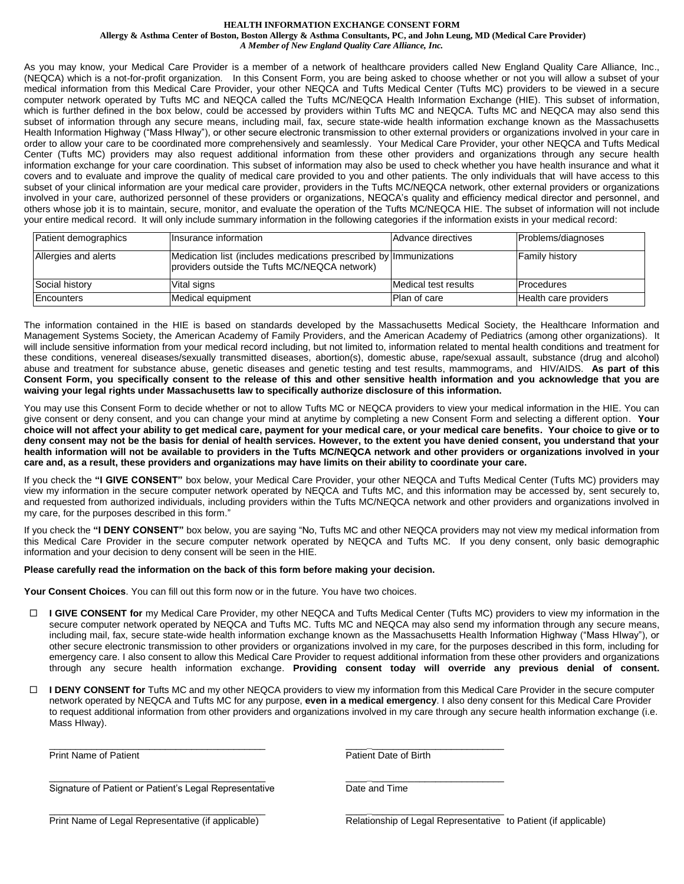**HEALTH INFORMATION EXCHANGE CONSENT FORM**
**Allergy & Asthma Center of Boston, Boston Allergy & Asthma Consultants, PC, and John Leung, MD (Medical Care Provider)**
***A Member of New England Quality Care Alliance, Inc.***

As you may know, your Medical Care Provider is a member of a network of healthcare providers called New England Quality Care Alliance, Inc., (NEQCA) which is a not-for-profit organization. In this Consent Form, you are being asked to choose whether or not you will allow a subset of your medical information from this Medical Care Provider, your other NEQCA and Tufts Medical Center (Tufts MC) providers to be viewed in a secure computer network operated by Tufts MC and NEQCA called the Tufts MC/NEQCA Health Information Exchange (HIE). This subset of information, which is further defined in the box below, could be accessed by providers within Tufts MC and NEQCA. Tufts MC and NEQCA may also send this subset of information through any secure means, including mail, fax, secure state-wide health information exchange known as the Massachusetts Health Information Highway ("Mass HIway"), or other secure electronic transmission to other external providers or organizations involved in your care in order to allow your care to be coordinated more comprehensively and seamlessly. Your Medical Care Provider, your other NEQCA and Tufts Medical Center (Tufts MC) providers may also request additional information from these other providers and organizations through any secure health information exchange for your care coordination. This subset of information may also be used to check whether you have health insurance and what it covers and to evaluate and improve the quality of medical care provided to you and other patients. The only individuals that will have access to this subset of your clinical information are your medical care provider, providers in the Tufts MC/NEQCA network, other external providers or organizations involved in your care, authorized personnel of these providers or organizations, NEQCA's quality and efficiency medical director and personnel, and others whose job it is to maintain, secure, monitor, and evaluate the operation of the Tufts MC/NEQCA HIE. The subset of information will not include your entire medical record. It will only include summary information in the following categories if the information exists in your medical record:

| Patient demographics | Insurance information | Advance directives | Problems/diagnoses |
|---|---|---|---|
| Allergies and alerts | Medication list (includes medications prescribed by providers outside the Tufts MC/NEQCA network) | Immunizations | Family history |
| Social history | Vital signs | Medical test results | Procedures |
| Encounters | Medical equipment | Plan of care | Health care providers |

The information contained in the HIE is based on standards developed by the Massachusetts Medical Society, the Healthcare Information and Management Systems Society, the American Academy of Family Providers, and the American Academy of Pediatrics (among other organizations). It will include sensitive information from your medical record including, but not limited to, information related to mental health conditions and treatment for these conditions, venereal diseases/sexually transmitted diseases, abortion(s), domestic abuse, rape/sexual assault, substance (drug and alcohol) abuse and treatment for substance abuse, genetic diseases and genetic testing and test results, mammograms, and HIV/AIDS. **As part of this Consent Form, you specifically consent to the release of this and other sensitive health information and you acknowledge that you are waiving your legal rights under Massachusetts law to specifically authorize disclosure of this information.**

You may use this Consent Form to decide whether or not to allow Tufts MC or NEQCA providers to view your medical information in the HIE. You can give consent or deny consent, and you can change your mind at anytime by completing a new Consent Form and selecting a different option. **Your choice will not affect your ability to get medical care, payment for your medical care, or your medical care benefits. Your choice to give or to deny consent may not be the basis for denial of health services. However, to the extent you have denied consent, you understand that your health information will not be available to providers in the Tufts MC/NEQCA network and other providers or organizations involved in your care and, as a result, these providers and organizations may have limits on their ability to coordinate your care.**

If you check the **"I GIVE CONSENT"** box below, your Medical Care Provider, your other NEQCA and Tufts Medical Center (Tufts MC) providers may view my information in the secure computer network operated by NEQCA and Tufts MC, and this information may be accessed by, sent securely to, and requested from authorized individuals, including providers within the Tufts MC/NEQCA network and other providers and organizations involved in my care, for the purposes described in this form."

If you check the **"I DENY CONSENT"** box below, you are saying "No, Tufts MC and other NEQCA providers may not view my medical information from this Medical Care Provider in the secure computer network operated by NEQCA and Tufts MC. If you deny consent, only basic demographic information and your decision to deny consent will be seen in the HIE.

**Please carefully read the information on the back of this form before making your decision.**

**Your Consent Choices**. You can fill out this form now or in the future. You have two choices.

☐ **I GIVE CONSENT for** my Medical Care Provider, my other NEQCA and Tufts Medical Center (Tufts MC) providers to view my information in the secure computer network operated by NEQCA and Tufts MC. Tufts MC and NEQCA may also send my information through any secure means, including mail, fax, secure state-wide health information exchange known as the Massachusetts Health Information Highway ("Mass HIway"), or other secure electronic transmission to other providers or organizations involved in my care, for the purposes described in this form, including for emergency care. I also consent to allow this Medical Care Provider to request additional information from these other providers and organizations through any secure health information exchange. **Providing consent today will override any previous denial of consent.**

☐ **I DENY CONSENT for** Tufts MC and my other NEQCA providers to view my information from this Medical Care Provider in the secure computer network operated by NEQCA and Tufts MC for any purpose, **even in a medical emergency**. I also deny consent for this Medical Care Provider to request additional information from other providers and organizations involved in my care through any secure health information exchange (i.e. Mass HIway).

\_\_\_\_\_\_\_\_\_\_\_\_\_\_\_\_\_\_\_\_\_\_\_\_\_\_\_\_\_\_\_\_\_\_\_\_\_\_\_\_ \_\_\_\_\_\_\_\_\_\_\_\_\_\_\_\_\_\_\_\_\_\_\_\_\_\_\_\_\_\_\_
Print Name of Patient — Patient Date of Birth

\_\_\_\_\_\_\_\_\_\_\_\_\_\_\_\_\_\_\_\_\_\_\_\_\_\_\_\_\_\_\_\_\_\_\_\_\_\_\_\_ \_\_\_\_\_\_\_\_\_\_\_\_\_\_\_\_\_\_\_\_\_\_\_\_\_\_\_\_\_\_\_
Signature of Patient or Patient's Legal Representative — Date and Time

\_\_\_\_\_\_\_\_\_\_\_\_\_\_\_\_\_\_\_\_\_\_\_\_\_\_\_\_\_\_\_\_\_\_\_\_\_\_\_\_ \_\_\_\_\_\_\_\_\_\_\_\_\_\_\_\_\_\_\_\_\_\_\_\_\_\_\_\_\_\_\_
Print Name of Legal Representative (if applicable) — Relationship of Legal Representative to Patient (if applicable)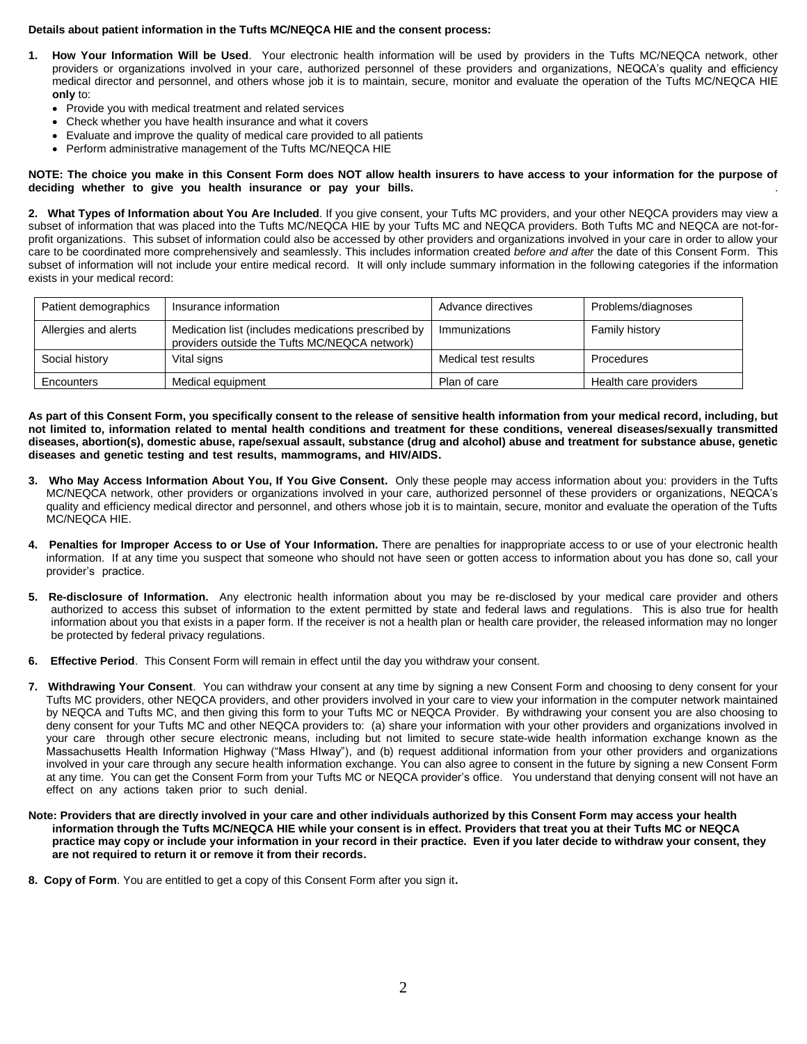**Details about patient information in the Tufts MC/NEQCA HIE and the consent process:**

1. **How Your Information Will be Used**. Your electronic health information will be used by providers in the Tufts MC/NEQCA network, other providers or organizations involved in your care, authorized personnel of these providers and organizations, NEQCA's quality and efficiency medical director and personnel, and others whose job it is to maintain, secure, monitor and evaluate the operation of the Tufts MC/NEQCA HIE **only** to:
   - Provide you with medical treatment and related services
   - Check whether you have health insurance and what it covers
   - Evaluate and improve the quality of medical care provided to all patients
   - Perform administrative management of the Tufts MC/NEQCA HIE

**NOTE: The choice you make in this Consent Form does NOT allow health insurers to have access to your information for the purpose of deciding whether to give you health insurance or pay your bills.**

2. **What Types of Information about You Are Included**. If you give consent, your Tufts MC providers, and your other NEQCA providers may view a subset of information that was placed into the Tufts MC/NEQCA HIE by your Tufts MC and NEQCA providers. Both Tufts MC and NEQCA are not-for-profit organizations. This subset of information could also be accessed by other providers and organizations involved in your care in order to allow your care to be coordinated more comprehensively and seamlessly. This includes information created *before and after* the date of this Consent Form. This subset of information will not include your entire medical record. It will only include summary information in the following categories if the information exists in your medical record:

| | | | |
|---|---|---|---|
| Patient demographics | Insurance information | Advance directives | Problems/diagnoses |
| Allergies and alerts | Medication list (includes medications prescribed by providers outside the Tufts MC/NEQCA network) | Immunizations | Family history |
| Social history | Vital signs | Medical test results | Procedures |
| Encounters | Medical equipment | Plan of care | Health care providers |

**As part of this Consent Form, you specifically consent to the release of sensitive health information from your medical record, including, but not limited to, information related to mental health conditions and treatment for these conditions, venereal diseases/sexually transmitted diseases, abortion(s), domestic abuse, rape/sexual assault, substance (drug and alcohol) abuse and treatment for substance abuse, genetic diseases and genetic testing and test results, mammograms, and HIV/AIDS.**

3. **Who May Access Information About You, If You Give Consent.** Only these people may access information about you: providers in the Tufts MC/NEQCA network, other providers or organizations involved in your care, authorized personnel of these providers or organizations, NEQCA's quality and efficiency medical director and personnel, and others whose job it is to maintain, secure, monitor and evaluate the operation of the Tufts MC/NEQCA HIE.

4. **Penalties for Improper Access to or Use of Your Information.** There are penalties for inappropriate access to or use of your electronic health information. If at any time you suspect that someone who should not have seen or gotten access to information about you has done so, call your provider's practice.

5. **Re-disclosure of Information.** Any electronic health information about you may be re-disclosed by your medical care provider and others authorized to access this subset of information to the extent permitted by state and federal laws and regulations. This is also true for health information about you that exists in a paper form. If the receiver is not a health plan or health care provider, the released information may no longer be protected by federal privacy regulations.

6. **Effective Period**. This Consent Form will remain in effect until the day you withdraw your consent.

7. **Withdrawing Your Consent**. You can withdraw your consent at any time by signing a new Consent Form and choosing to deny consent for your Tufts MC providers, other NEQCA providers, and other providers involved in your care to view your information in the computer network maintained by NEQCA and Tufts MC, and then giving this form to your Tufts MC or NEQCA Provider. By withdrawing your consent you are also choosing to deny consent for your Tufts MC and other NEQCA providers to: (a) share your information with your other providers and organizations involved in your care through other secure electronic means, including but not limited to secure state-wide health information exchange known as the Massachusetts Health Information Highway ("Mass HIway"), and (b) request additional information from your other providers and organizations involved in your care through any secure health information exchange. You can also agree to consent in the future by signing a new Consent Form at any time. You can get the Consent Form from your Tufts MC or NEQCA provider's office. You understand that denying consent will not have an effect on any actions taken prior to such denial.

**Note: Providers that are directly involved in your care and other individuals authorized by this Consent Form may access your health information through the Tufts MC/NEQCA HIE while your consent is in effect. Providers that treat you at their Tufts MC or NEQCA practice may copy or include your information in your record in their practice. Even if you later decide to withdraw your consent, they are not required to return it or remove it from their records.**

8. **Copy of Form**. You are entitled to get a copy of this Consent Form after you sign it**.**